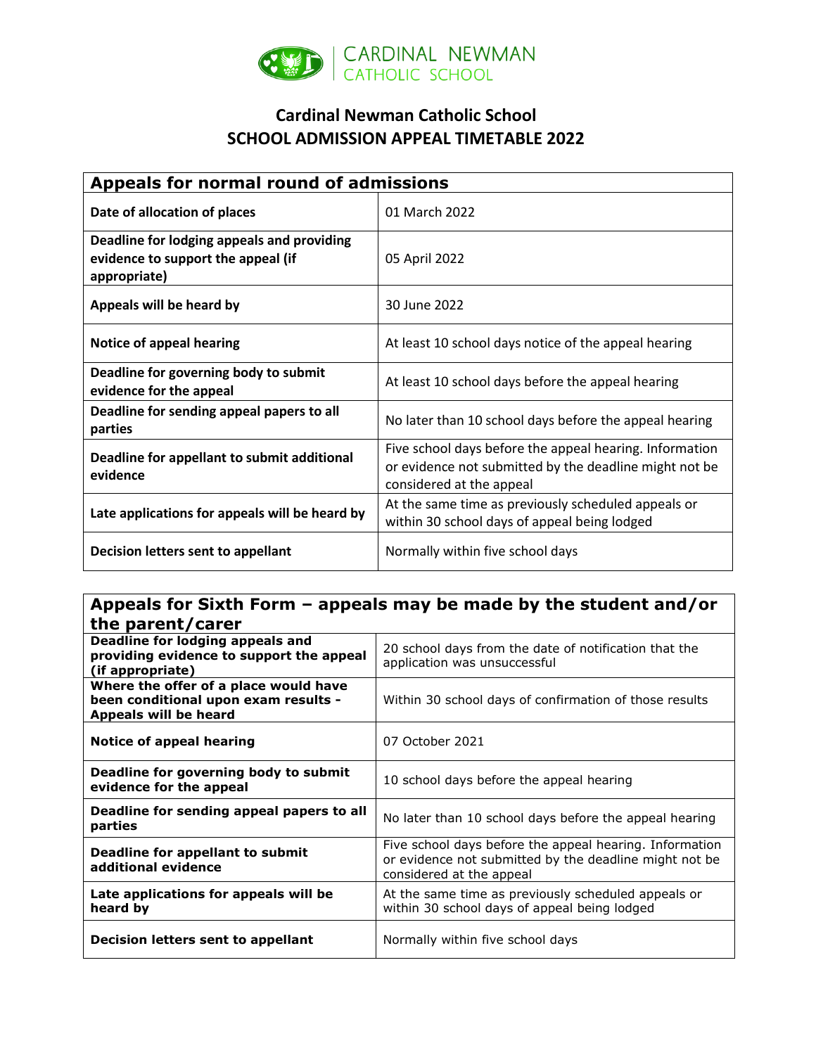CARDINAL NEWMAN
CATHOLIC SCHOOL

# Cardinal Newman Catholic School
# SCHOOL ADMISSION APPEAL TIMETABLE 2022

| Appeals for normal round of admissions | |
|---|---|
| **Date of allocation of places** | 01 March 2022 |
| **Deadline for lodging appeals and providing evidence to support the appeal (if appropriate)** | 05 April 2022 |
| **Appeals will be heard by** | 30 June 2022 |
| **Notice of appeal hearing** | At least 10 school days notice of the appeal hearing |
| **Deadline for governing body to submit evidence for the appeal** | At least 10 school days before the appeal hearing |
| **Deadline for sending appeal papers to all parties** | No later than 10 school days before the appeal hearing |
| **Deadline for appellant to submit additional evidence** | Five school days before the appeal hearing. Information or evidence not submitted by the deadline might not be considered at the appeal |
| **Late applications for appeals will be heard by** | At the same time as previously scheduled appeals or within 30 school days of appeal being lodged |
| **Decision letters sent to appellant** | Normally within five school days |

| Appeals for Sixth Form – appeals may be made by the student and/or the parent/carer | |
|---|---|
| **Deadline for lodging appeals and providing evidence to support the appeal (if appropriate)** | 20 school days from the date of notification that the application was unsuccessful |
| **Where the offer of a place would have been conditional upon exam results - Appeals will be heard** | Within 30 school days of confirmation of those results |
| **Notice of appeal hearing** | 07 October 2021 |
| **Deadline for governing body to submit evidence for the appeal** | 10 school days before the appeal hearing |
| **Deadline for sending appeal papers to all parties** | No later than 10 school days before the appeal hearing |
| **Deadline for appellant to submit additional evidence** | Five school days before the appeal hearing. Information or evidence not submitted by the deadline might not be considered at the appeal |
| **Late applications for appeals will be heard by** | At the same time as previously scheduled appeals or within 30 school days of appeal being lodged |
| **Decision letters sent to appellant** | Normally within five school days |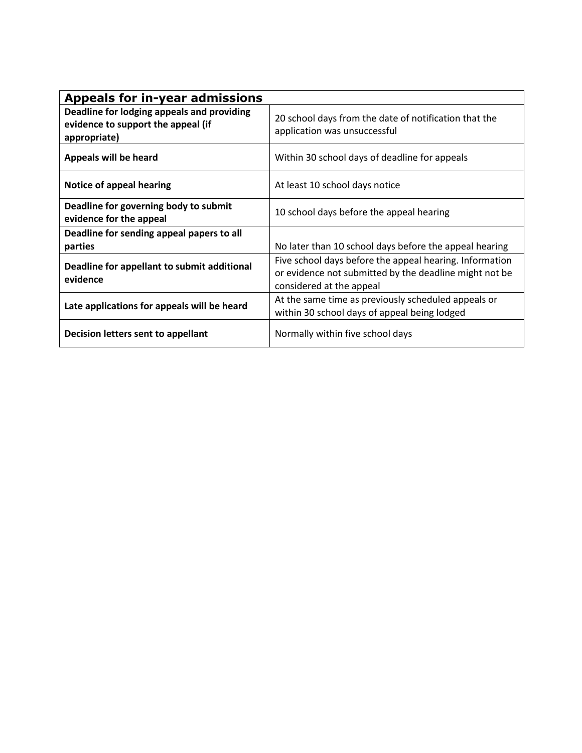| Appeals for in-year admissions | |
|---|---|
| **Deadline for lodging appeals and providing evidence to support the appeal (if appropriate)** | 20 school days from the date of notification that the application was unsuccessful |
| **Appeals will be heard** | Within 30 school days of deadline for appeals |
| **Notice of appeal hearing** | At least 10 school days notice |
| **Deadline for governing body to submit evidence for the appeal** | 10 school days before the appeal hearing |
| **Deadline for sending appeal papers to all parties** | No later than 10 school days before the appeal hearing |
| **Deadline for appellant to submit additional evidence** | Five school days before the appeal hearing. Information or evidence not submitted by the deadline might not be considered at the appeal |
| **Late applications for appeals will be heard** | At the same time as previously scheduled appeals or within 30 school days of appeal being lodged |
| **Decision letters sent to appellant** | Normally within five school days |